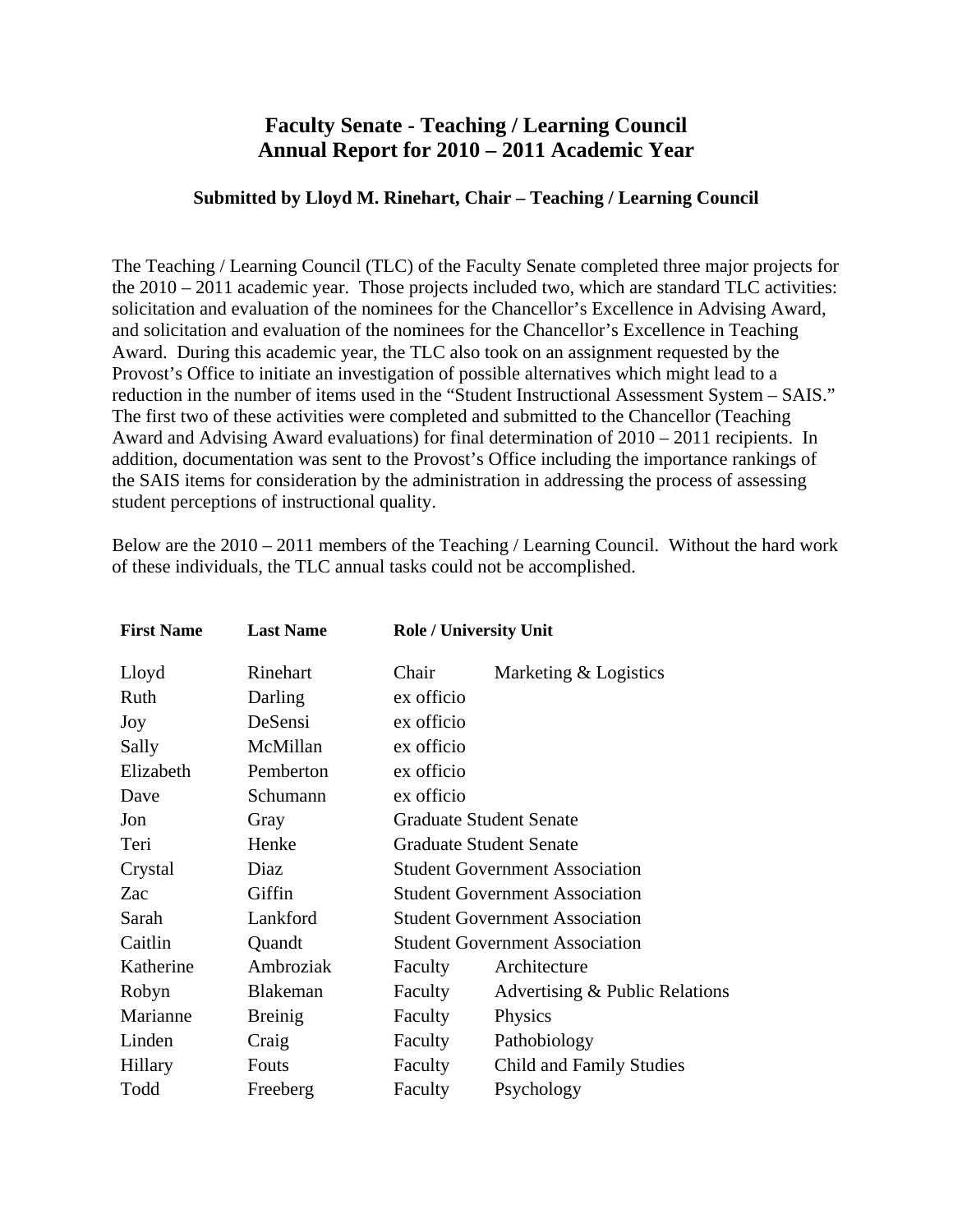# Faculty Senate - Teaching / Learning Council
# Annual Report for 2010 – 2011 Academic Year

### Submitted by Lloyd M. Rinehart, Chair – Teaching / Learning Council

The Teaching / Learning Council (TLC) of the Faculty Senate completed three major projects for the 2010 – 2011 academic year. Those projects included two, which are standard TLC activities: solicitation and evaluation of the nominees for the Chancellor's Excellence in Advising Award, and solicitation and evaluation of the nominees for the Chancellor's Excellence in Teaching Award. During this academic year, the TLC also took on an assignment requested by the Provost's Office to initiate an investigation of possible alternatives which might lead to a reduction in the number of items used in the "Student Instructional Assessment System – SAIS." The first two of these activities were completed and submitted to the Chancellor (Teaching Award and Advising Award evaluations) for final determination of 2010 – 2011 recipients. In addition, documentation was sent to the Provost's Office including the importance rankings of the SAIS items for consideration by the administration in addressing the process of assessing student perceptions of instructional quality.

Below are the 2010 – 2011 members of the Teaching / Learning Council. Without the hard work of these individuals, the TLC annual tasks could not be accomplished.

| First Name | Last Name | Role / University Unit | |
|---|---|---|---|
| Lloyd | Rinehart | Chair | Marketing & Logistics |
| Ruth | Darling | ex officio | |
| Joy | DeSensi | ex officio | |
| Sally | McMillan | ex officio | |
| Elizabeth | Pemberton | ex officio | |
| Dave | Schumann | ex officio | |
| Jon | Gray | Graduate Student Senate | |
| Teri | Henke | Graduate Student Senate | |
| Crystal | Diaz | Student Government Association | |
| Zac | Giffin | Student Government Association | |
| Sarah | Lankford | Student Government Association | |
| Caitlin | Quandt | Student Government Association | |
| Katherine | Ambroziak | Faculty | Architecture |
| Robyn | Blakeman | Faculty | Advertising & Public Relations |
| Marianne | Breinig | Faculty | Physics |
| Linden | Craig | Faculty | Pathobiology |
| Hillary | Fouts | Faculty | Child and Family Studies |
| Todd | Freeberg | Faculty | Psychology |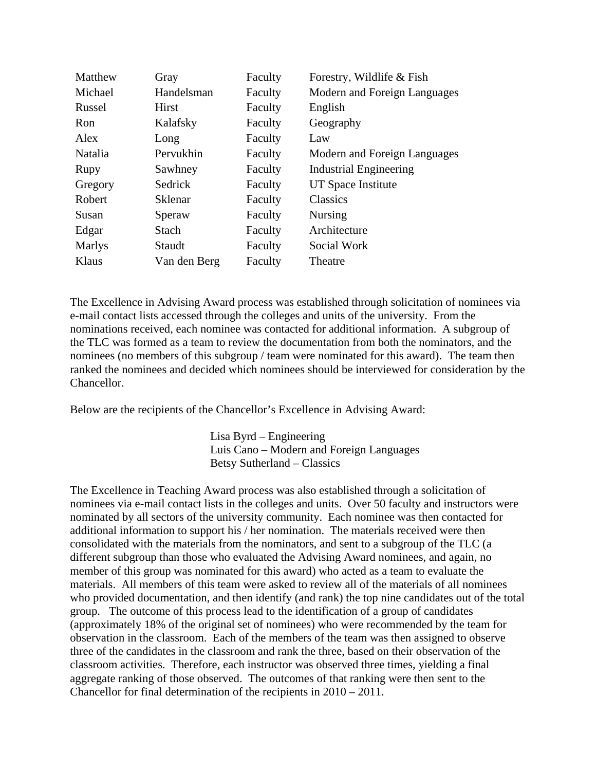| | | | |
|---|---|---|---|
| Matthew | Gray | Faculty | Forestry, Wildlife & Fish |
| Michael | Handelsman | Faculty | Modern and Foreign Languages |
| Russel | Hirst | Faculty | English |
| Ron | Kalafsky | Faculty | Geography |
| Alex | Long | Faculty | Law |
| Natalia | Pervukhin | Faculty | Modern and Foreign Languages |
| Rupy | Sawhney | Faculty | Industrial Engineering |
| Gregory | Sedrick | Faculty | UT Space Institute |
| Robert | Sklenar | Faculty | Classics |
| Susan | Speraw | Faculty | Nursing |
| Edgar | Stach | Faculty | Architecture |
| Marlys | Staudt | Faculty | Social Work |
| Klaus | Van den Berg | Faculty | Theatre |

The Excellence in Advising Award process was established through solicitation of nominees via e-mail contact lists accessed through the colleges and units of the university. From the nominations received, each nominee was contacted for additional information. A subgroup of the TLC was formed as a team to review the documentation from both the nominators, and the nominees (no members of this subgroup / team were nominated for this award). The team then ranked the nominees and decided which nominees should be interviewed for consideration by the Chancellor.

Below are the recipients of the Chancellor's Excellence in Advising Award:

Lisa Byrd – Engineering
Luis Cano – Modern and Foreign Languages
Betsy Sutherland – Classics

The Excellence in Teaching Award process was also established through a solicitation of nominees via e-mail contact lists in the colleges and units. Over 50 faculty and instructors were nominated by all sectors of the university community. Each nominee was then contacted for additional information to support his / her nomination. The materials received were then consolidated with the materials from the nominators, and sent to a subgroup of the TLC (a different subgroup than those who evaluated the Advising Award nominees, and again, no member of this group was nominated for this award) who acted as a team to evaluate the materials. All members of this team were asked to review all of the materials of all nominees who provided documentation, and then identify (and rank) the top nine candidates out of the total group. The outcome of this process lead to the identification of a group of candidates (approximately 18% of the original set of nominees) who were recommended by the team for observation in the classroom. Each of the members of the team was then assigned to observe three of the candidates in the classroom and rank the three, based on their observation of the classroom activities. Therefore, each instructor was observed three times, yielding a final aggregate ranking of those observed. The outcomes of that ranking were then sent to the Chancellor for final determination of the recipients in 2010 – 2011.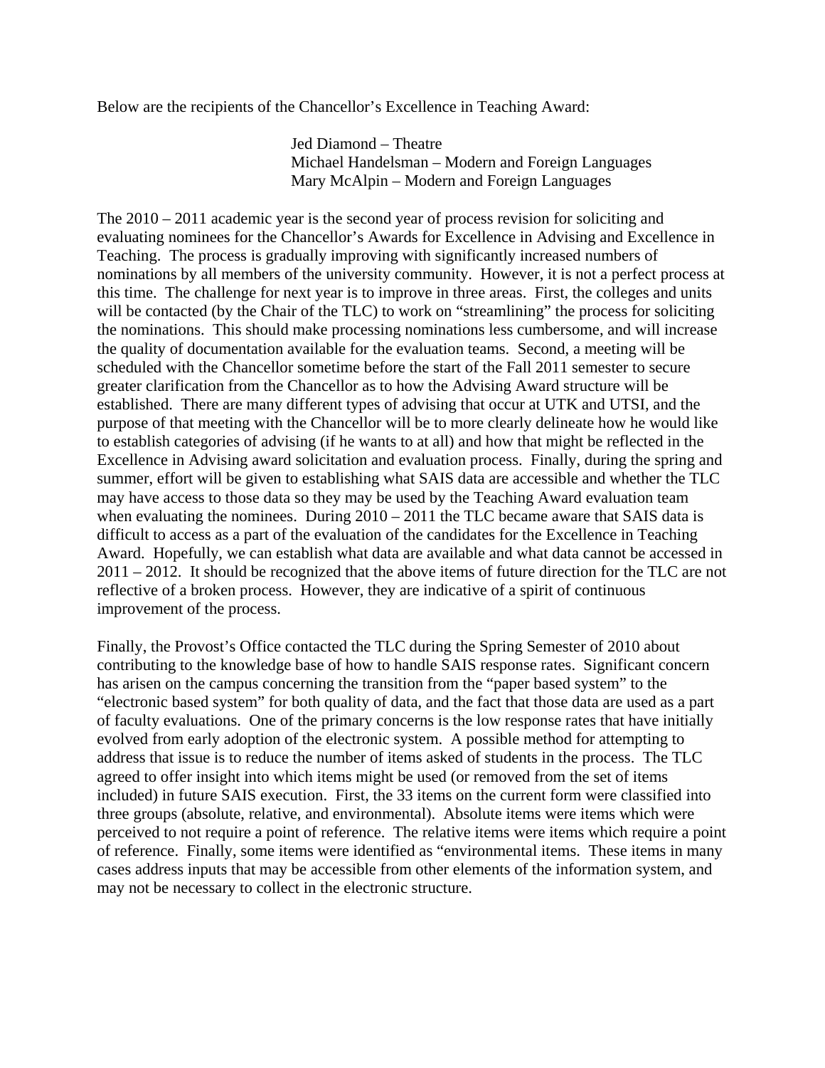Below are the recipients of the Chancellor's Excellence in Teaching Award:

Jed Diamond – Theatre
Michael Handelsman – Modern and Foreign Languages
Mary McAlpin – Modern and Foreign Languages

The 2010 – 2011 academic year is the second year of process revision for soliciting and evaluating nominees for the Chancellor's Awards for Excellence in Advising and Excellence in Teaching. The process is gradually improving with significantly increased numbers of nominations by all members of the university community. However, it is not a perfect process at this time. The challenge for next year is to improve in three areas. First, the colleges and units will be contacted (by the Chair of the TLC) to work on "streamlining" the process for soliciting the nominations. This should make processing nominations less cumbersome, and will increase the quality of documentation available for the evaluation teams. Second, a meeting will be scheduled with the Chancellor sometime before the start of the Fall 2011 semester to secure greater clarification from the Chancellor as to how the Advising Award structure will be established. There are many different types of advising that occur at UTK and UTSI, and the purpose of that meeting with the Chancellor will be to more clearly delineate how he would like to establish categories of advising (if he wants to at all) and how that might be reflected in the Excellence in Advising award solicitation and evaluation process. Finally, during the spring and summer, effort will be given to establishing what SAIS data are accessible and whether the TLC may have access to those data so they may be used by the Teaching Award evaluation team when evaluating the nominees. During 2010 – 2011 the TLC became aware that SAIS data is difficult to access as a part of the evaluation of the candidates for the Excellence in Teaching Award. Hopefully, we can establish what data are available and what data cannot be accessed in 2011 – 2012. It should be recognized that the above items of future direction for the TLC are not reflective of a broken process. However, they are indicative of a spirit of continuous improvement of the process.

Finally, the Provost's Office contacted the TLC during the Spring Semester of 2010 about contributing to the knowledge base of how to handle SAIS response rates. Significant concern has arisen on the campus concerning the transition from the "paper based system" to the "electronic based system" for both quality of data, and the fact that those data are used as a part of faculty evaluations. One of the primary concerns is the low response rates that have initially evolved from early adoption of the electronic system. A possible method for attempting to address that issue is to reduce the number of items asked of students in the process. The TLC agreed to offer insight into which items might be used (or removed from the set of items included) in future SAIS execution. First, the 33 items on the current form were classified into three groups (absolute, relative, and environmental). Absolute items were items which were perceived to not require a point of reference. The relative items were items which require a point of reference. Finally, some items were identified as "environmental items. These items in many cases address inputs that may be accessible from other elements of the information system, and may not be necessary to collect in the electronic structure.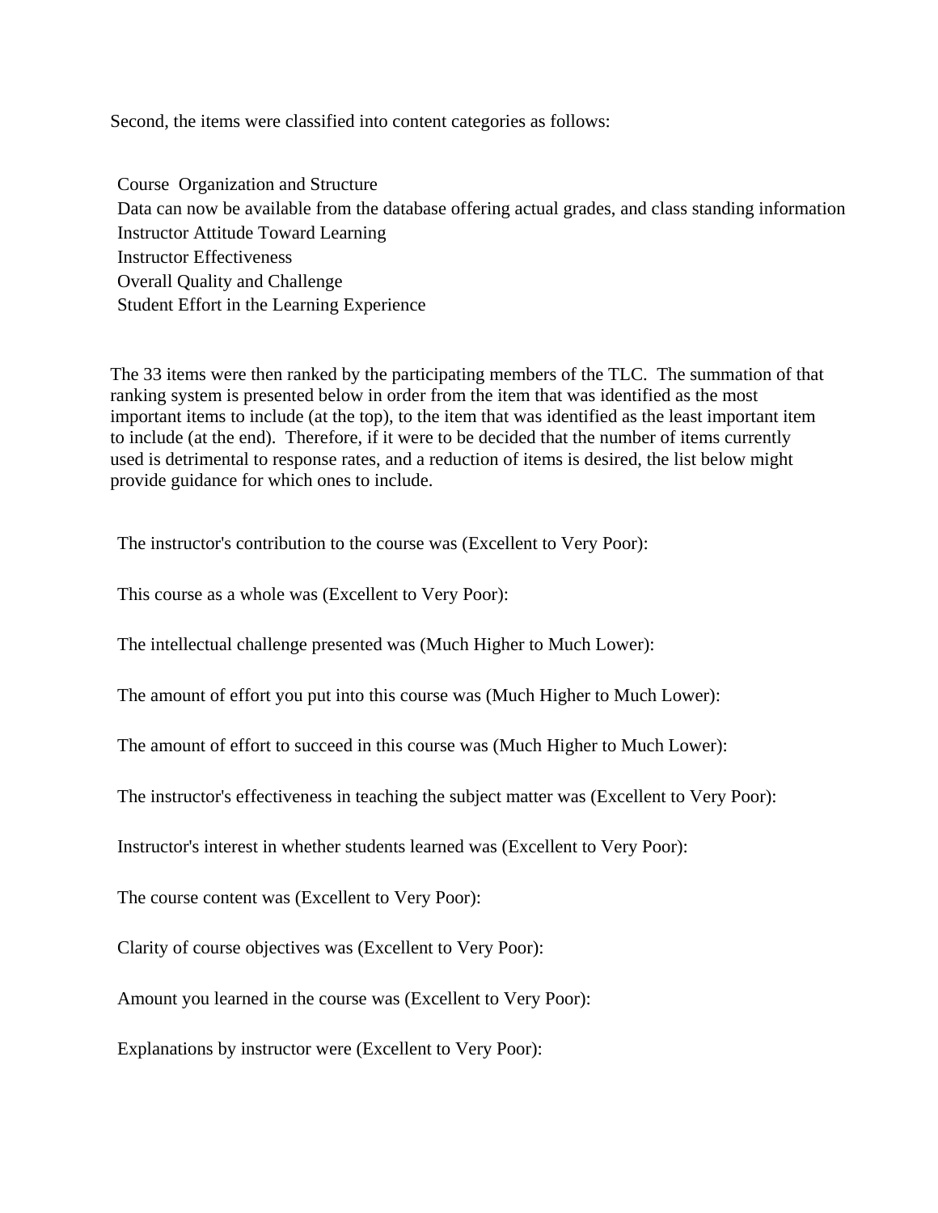Second, the items were classified into content categories as follows:

Course  Organization and Structure
Data can now be available from the database offering actual grades, and class standing information
Instructor Attitude Toward Learning
Instructor Effectiveness
Overall Quality and Challenge
Student Effort in the Learning Experience

The 33 items were then ranked by the participating members of the TLC.  The summation of that ranking system is presented below in order from the item that was identified as the most important items to include (at the top), to the item that was identified as the least important item to include (at the end).  Therefore, if it were to be decided that the number of items currently used is detrimental to response rates, and a reduction of items is desired, the list below might provide guidance for which ones to include.

The instructor's contribution to the course was (Excellent to Very Poor):

This course as a whole was (Excellent to Very Poor):

The intellectual challenge presented was (Much Higher to Much Lower):

The amount of effort you put into this course was (Much Higher to Much Lower):

The amount of effort to succeed in this course was (Much Higher to Much Lower):

The instructor's effectiveness in teaching the subject matter was (Excellent to Very Poor):

Instructor's interest in whether students learned was (Excellent to Very Poor):

The course content was (Excellent to Very Poor):

Clarity of course objectives was (Excellent to Very Poor):

Amount you learned in the course was (Excellent to Very Poor):

Explanations by instructor were (Excellent to Very Poor):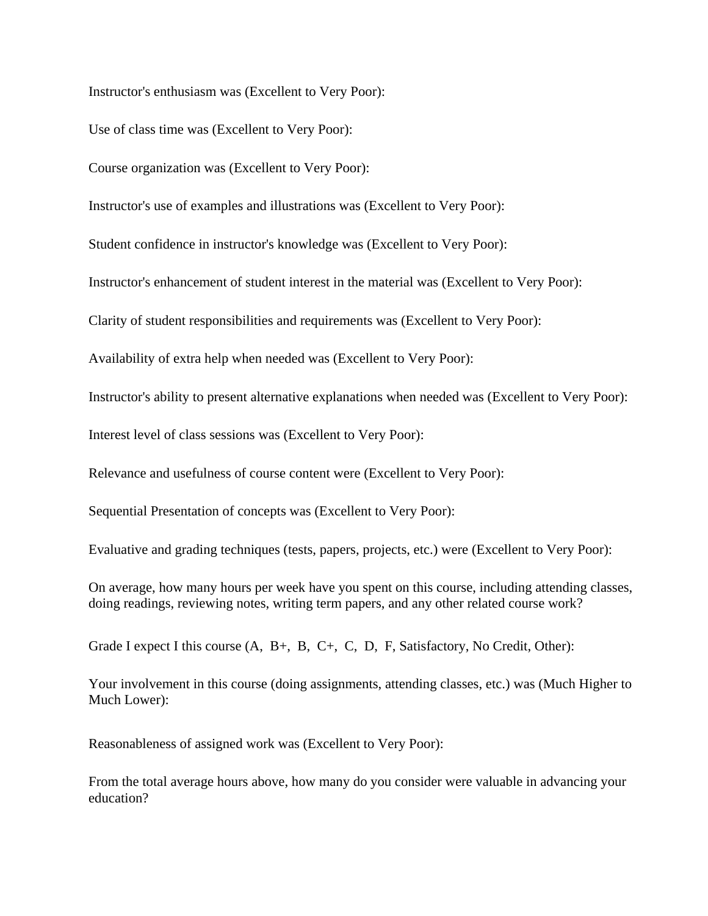Instructor's enthusiasm was (Excellent to Very Poor):

Use of class time was (Excellent to Very Poor):

Course organization was (Excellent to Very Poor):

Instructor's use of examples and illustrations was (Excellent to Very Poor):

Student confidence in instructor's knowledge was (Excellent to Very Poor):

Instructor's enhancement of student interest in the material was (Excellent to Very Poor):

Clarity of student responsibilities and requirements was (Excellent to Very Poor):

Availability of extra help when needed was (Excellent to Very Poor):

Instructor's ability to present alternative explanations when needed was (Excellent to Very Poor):

Interest level of class sessions was (Excellent to Very Poor):

Relevance and usefulness of course content were (Excellent to Very Poor):

Sequential Presentation of concepts was (Excellent to Very Poor):

Evaluative and grading techniques (tests, papers, projects, etc.) were (Excellent to Very Poor):

On average, how many hours per week have you spent on this course, including attending classes, doing readings, reviewing notes, writing term papers, and any other related course work?

Grade I expect I this course (A, B+, B, C+, C, D, F, Satisfactory, No Credit, Other):

Your involvement in this course (doing assignments, attending classes, etc.) was (Much Higher to Much Lower):

Reasonableness of assigned work was (Excellent to Very Poor):

From the total average hours above, how many do you consider were valuable in advancing your education?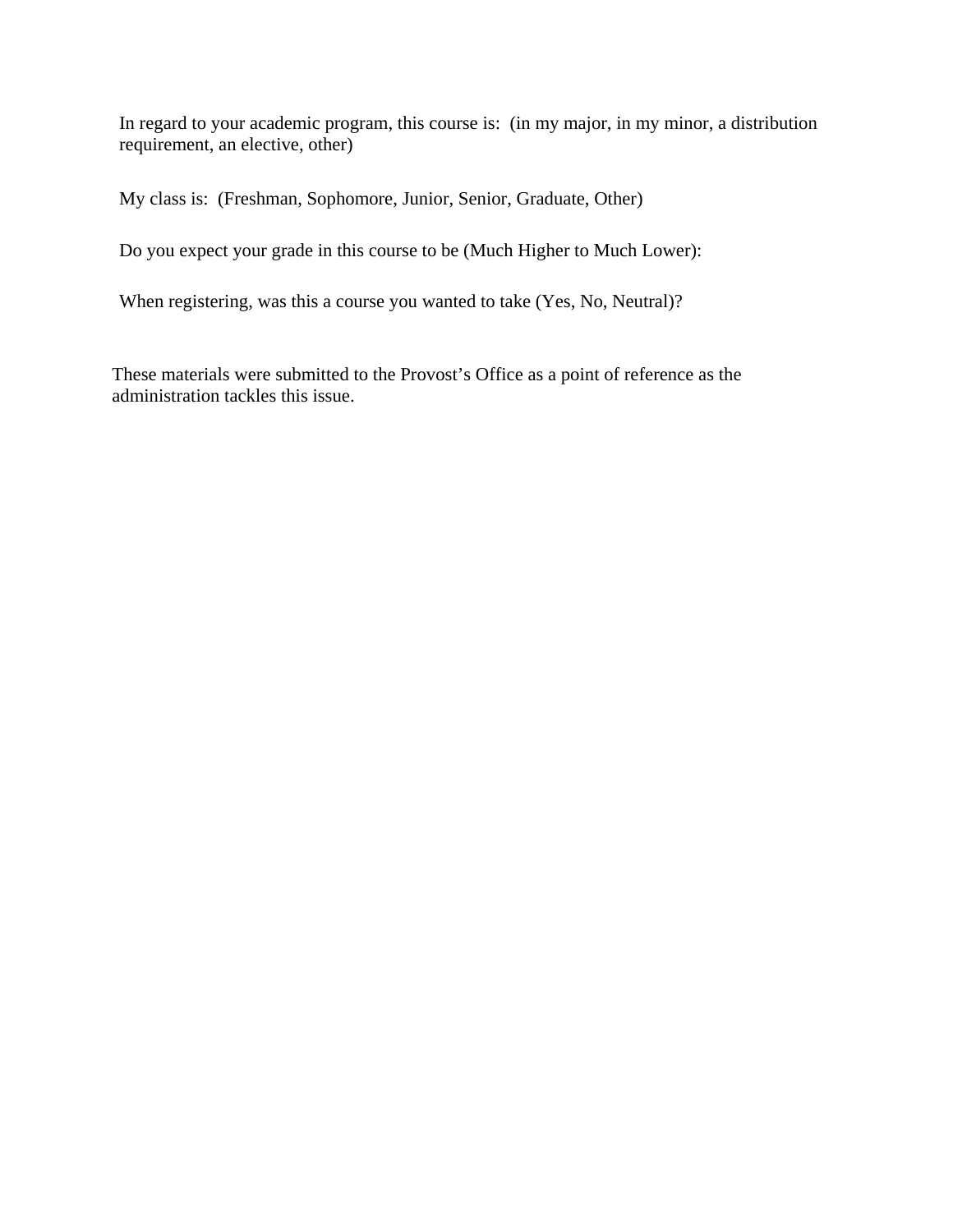In regard to your academic program, this course is: (in my major, in my minor, a distribution requirement, an elective, other)

My class is: (Freshman, Sophomore, Junior, Senior, Graduate, Other)

Do you expect your grade in this course to be (Much Higher to Much Lower):

When registering, was this a course you wanted to take (Yes, No, Neutral)?

These materials were submitted to the Provost's Office as a point of reference as the administration tackles this issue.